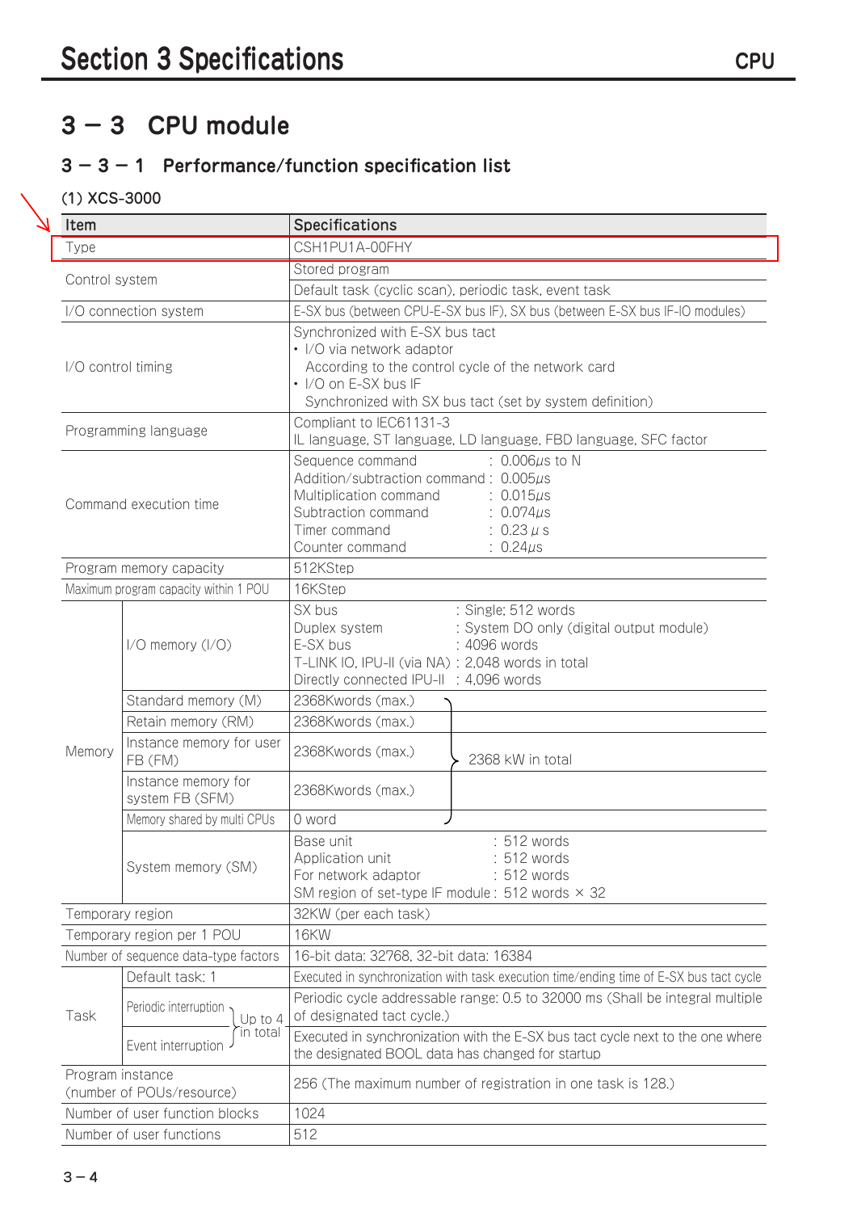# Section 3 Specifications

## 3 – 3 CPU module

### 3 – 3 – 1 Performance/function specification list

#### (1) XCS-3000

| Item | | Specifications |
|---|---|---|
| Type | | CSH1PU1A-00FHY |
| Control system | | Stored program<br>Default task (cyclic scan), periodic task, event task |
| I/O connection system | | E-SX bus (between CPU-E-SX bus IF), SX bus (between E-SX bus IF-IO modules) |
| I/O control timing | | Synchronized with E-SX bus tact<br>• I/O via network adaptor<br>According to the control cycle of the network card<br>• I/O on E-SX bus IF<br>Synchronized with SX bus tact (set by system definition) |
| Programming language | | Compliant to IEC61131-3<br>IL language, ST language, LD language, FBD language, SFC factor |
| Command execution time | | Sequence command : 0.006μs to N<br>Addition/subtraction command : 0.005μs<br>Multiplication command : 0.015μs<br>Subtraction command : 0.074μs<br>Timer command : 0.23 μ s<br>Counter command : 0.24μs |
| Program memory capacity | | 512KStep |
| Maximum program capacity within 1 POU | | 16KStep |
| Memory | I/O memory (I/O) | SX bus : Single; 512 words<br>Duplex system : System DO only (digital output module)<br>E-SX bus : 4096 words<br>T-LINK IO, IPU-II (via NA) : 2,048 words in total<br>Directly connected IPU-II : 4,096 words |
| | Standard memory (M) | 2368Kwords (max.) (2368 kW in total) |
| | Retain memory (RM) | 2368Kwords (max.) (2368 kW in total) |
| | Instance memory for user FB (FM) | 2368Kwords (max.) (2368 kW in total) |
| | Instance memory for system FB (SFM) | 2368Kwords (max.) (2368 kW in total) |
| | Memory shared by multi CPUs | 0 word (2368 kW in total) |
| | System memory (SM) | Base unit : 512 words<br>Application unit : 512 words<br>For network adaptor : 512 words<br>SM region of set-type IF module : 512 words × 32 |
| Temporary region | | 32KW (per each task) |
| Temporary region per 1 POU | | 16KW |
| Number of sequence data-type factors | | 16-bit data: 32768, 32-bit data: 16384 |
| Task | Default task: 1 | Executed in synchronization with task execution time/ending time of E-SX bus tact cycle |
| | Periodic interruption (Up to 4 in total) | Periodic cycle addressable range: 0.5 to 32000 ms (Shall be integral multiple of designated tact cycle.) |
| | Event interruption (Up to 4 in total) | Executed in synchronization with the E-SX bus tact cycle next to the one where the designated BOOL data has changed for startup |
| Program instance (number of POUs/resource) | | 256 (The maximum number of registration in one task is 128.) |
| Number of user function blocks | | 1024 |
| Number of user functions | | 512 |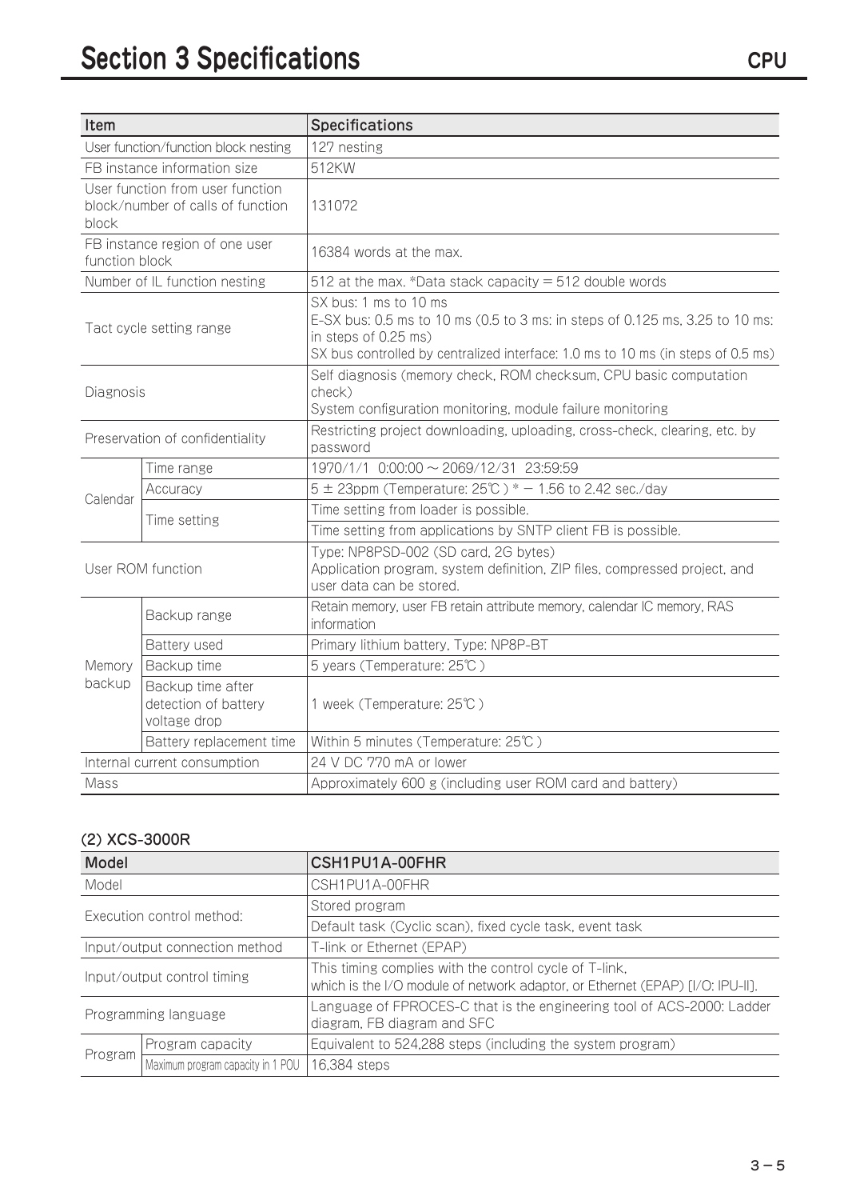| Item | | Specifications |
|---|---|---|
| User function/function block nesting | | 127 nesting |
| FB instance information size | | 512KW |
| User function from user function block/number of calls of function block | | 131072 |
| FB instance region of one user function block | | 16384 words at the max. |
| Number of IL function nesting | | 512 at the max. *Data stack capacity = 512 double words |
| Tact cycle setting range | | SX bus: 1 ms to 10 ms<br>E-SX bus: 0.5 ms to 10 ms (0.5 to 3 ms: in steps of 0.125 ms, 3.25 to 10 ms: in steps of 0.25 ms)<br>SX bus controlled by centralized interface: 1.0 ms to 10 ms (in steps of 0.5 ms) |
| Diagnosis | | Self diagnosis (memory check, ROM checksum, CPU basic computation check)<br>System configuration monitoring, module failure monitoring |
| Preservation of confidentiality | | Restricting project downloading, uploading, cross-check, clearing, etc. by password |
| Calendar | Time range | 1970/1/1 0:00:00 ~ 2069/12/31 23:59:59 |
| | Accuracy | 5 ± 23ppm (Temperature: 25℃) * − 1.56 to 2.42 sec./day |
| | Time setting | Time setting from loader is possible. |
| | | Time setting from applications by SNTP client FB is possible. |
| User ROM function | | Type: NP8PSD-002 (SD card, 2G bytes)<br>Application program, system definition, ZIP files, compressed project, and user data can be stored. |
| Memory backup | Backup range | Retain memory, user FB retain attribute memory, calendar IC memory, RAS information |
| | Battery used | Primary lithium battery, Type: NP8P-BT |
| | Backup time | 5 years (Temperature: 25℃) |
| | Backup time after detection of battery voltage drop | 1 week (Temperature: 25℃) |
| | Battery replacement time | Within 5 minutes (Temperature: 25℃) |
| Internal current consumption | | 24 V DC 770 mA or lower |
| Mass | | Approximately 600 g (including user ROM card and battery) |

### (2) XCS-3000R

| Model | | CSH1PU1A-00FHR |
|---|---|---|
| Model | | CSH1PU1A-00FHR |
| Execution control method: | | Stored program |
| | | Default task (Cyclic scan), fixed cycle task, event task |
| Input/output connection method | | T-link or Ethernet (EPAP) |
| Input/output control timing | | This timing complies with the control cycle of T-link, which is the I/O module of network adaptor, or Ethernet (EPAP) [I/O: IPU-II]. |
| Programming language | | Language of FPROCES-C that is the engineering tool of ACS-2000: Ladder diagram, FB diagram and SFC |
| Program | Program capacity | Equivalent to 524,288 steps (including the system program) |
| | Maximum program capacity in 1 POU | 16,384 steps |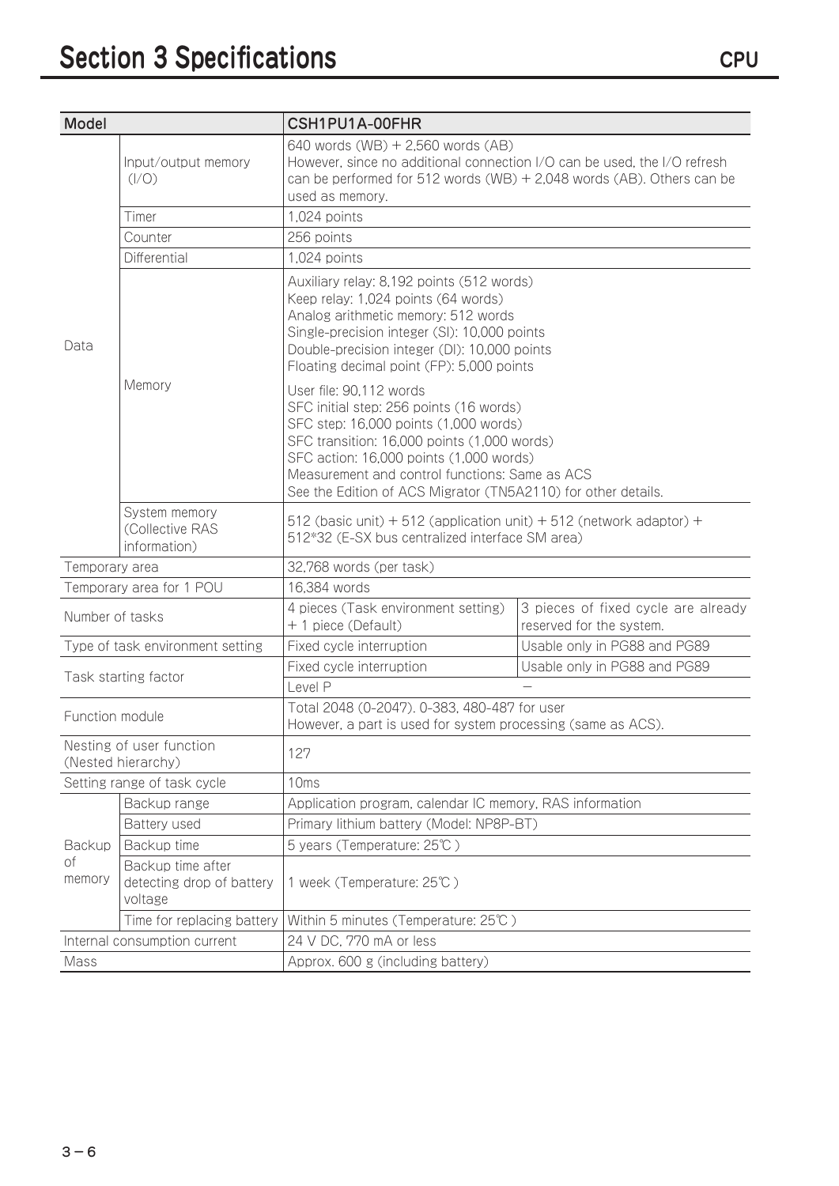# Section 3 Specifications

| Model | | CSH1PU1A-00FHR | |
|---|---|---|---|
| Data | Input/output memory (I/O) | 640 words (WB) + 2,560 words (AB)<br>However, since no additional connection I/O can be used, the I/O refresh can be performed for 512 words (WB) + 2,048 words (AB). Others can be used as memory. | |
| | Timer | 1,024 points | |
| | Counter | 256 points | |
| | Differential | 1,024 points | |
| | Memory | Auxiliary relay: 8,192 points (512 words)<br>Keep relay: 1,024 points (64 words)<br>Analog arithmetic memory: 512 words<br>Single-precision integer (SI): 10,000 points<br>Double-precision integer (DI): 10,000 points<br>Floating decimal point (FP): 5,000 points<br>User file: 90,112 words<br>SFC initial step: 256 points (16 words)<br>SFC step: 16,000 points (1,000 words)<br>SFC transition: 16,000 points (1,000 words)<br>SFC action: 16,000 points (1,000 words)<br>Measurement and control functions: Same as ACS<br>See the Edition of ACS Migrator (TN5A2110) for other details. | |
| | System memory (Collective RAS information) | 512 (basic unit) + 512 (application unit) + 512 (network adaptor) + 512*32 (E-SX bus centralized interface SM area) | |
| Temporary area | | 32,768 words (per task) | |
| Temporary area for 1 POU | | 16,384 words | |
| Number of tasks | | 4 pieces (Task environment setting) + 1 piece (Default) | 3 pieces of fixed cycle are already reserved for the system. |
| Type of task environment setting | | Fixed cycle interruption | Usable only in PG88 and PG89 |
| Task starting factor | | Fixed cycle interruption | Usable only in PG88 and PG89 |
| | | Level P | − |
| Function module | | Total 2048 (0-2047). 0-383, 480-487 for user<br>However, a part is used for system processing (same as ACS). | |
| Nesting of user function (Nested hierarchy) | | 127 | |
| Setting range of task cycle | | 10ms | |
| Backup of memory | Backup range | Application program, calendar IC memory, RAS information | |
| | Battery used | Primary lithium battery (Model: NP8P-BT) | |
| | Backup time | 5 years (Temperature: 25℃) | |
| | Backup time after detecting drop of battery voltage | 1 week (Temperature: 25℃) | |
| | Time for replacing battery | Within 5 minutes (Temperature: 25℃) | |
| Internal consumption current | | 24 V DC, 770 mA or less | |
| Mass | | Approx. 600 g (including battery) | |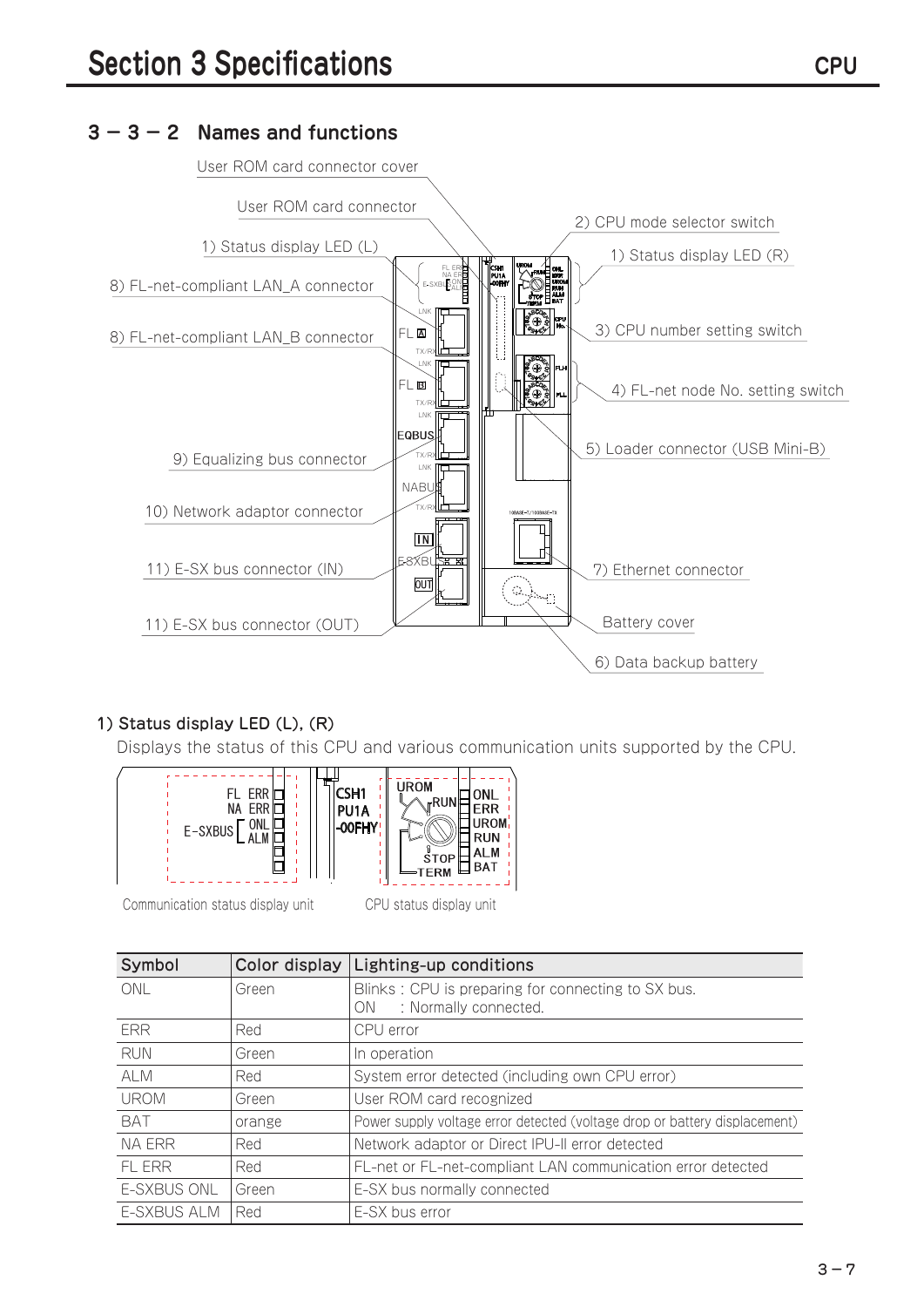## 3－3－2 Names and functions

User ROM card connector cover

User ROM card connector

1) Status display LED (L)

8) FL-net-compliant LAN_A connector

8) FL-net-compliant LAN_B connector

9) Equalizing bus connector

10) Network adaptor connector

11) E-SX bus connector (IN)

11) E-SX bus connector (OUT)

2) CPU mode selector switch

1) Status display LED (R)

3) CPU number setting switch

4) FL-net node No. setting switch

5) Loader connector (USB Mini-B)

7) Ethernet connector

Battery cover

6) Data backup battery

### 1) Status display LED (L), (R)

Displays the status of this CPU and various communication units supported by the CPU.

Communication status display unit　　　CPU status display unit

| Symbol | Color display | Lighting-up conditions |
|---|---|---|
| ONL | Green | Blinks : CPU is preparing for connecting to SX bus.<br>ON : Normally connected. |
| ERR | Red | CPU error |
| RUN | Green | In operation |
| ALM | Red | System error detected (including own CPU error) |
| UROM | Green | User ROM card recognized |
| BAT | orange | Power supply voltage error detected (voltage drop or battery displacement) |
| NA ERR | Red | Network adaptor or Direct IPU-II error detected |
| FL ERR | Red | FL-net or FL-net-compliant LAN communication error detected |
| E-SXBUS ONL | Green | E-SX bus normally connected |
| E-SXBUS ALM | Red | E-SX bus error |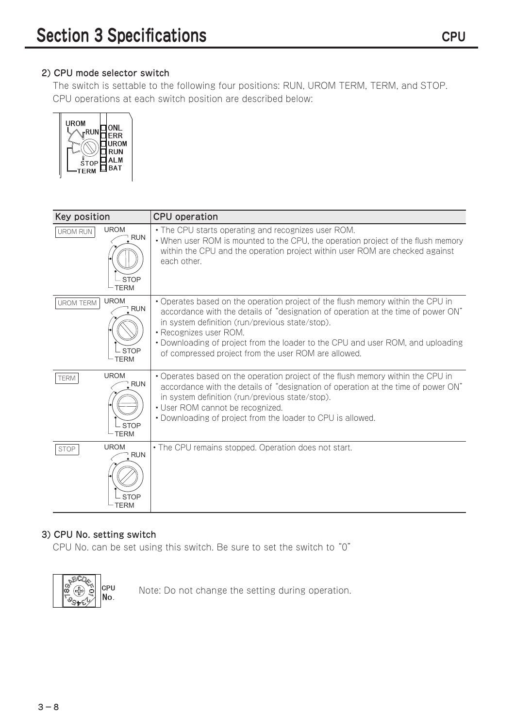## Section 3 Specifications

### 2) CPU mode selector switch

The switch is settable to the following four positions: RUN, UROM TERM, TERM, and STOP.
CPU operations at each switch position are described below:

| Key position | CPU operation |
|---|---|
| UROM RUN | • The CPU starts operating and recognizes user ROM.<br>• When user ROM is mounted to the CPU, the operation project of the flush memory within the CPU and the operation project within user ROM are checked against each other. |
| UROM TERM | • Operates based on the operation project of the flush memory within the CPU in accordance with the details of "designation of operation at the time of power ON" in system definition (run/previous state/stop).<br>• Recognizes user ROM.<br>• Downloading of project from the loader to the CPU and user ROM, and uploading of compressed project from the user ROM are allowed. |
| TERM | • Operates based on the operation project of the flush memory within the CPU in accordance with the details of "designation of operation at the time of power ON" in system definition (run/previous state/stop).<br>• User ROM cannot be recognized.<br>• Downloading of project from the loader to CPU is allowed. |
| STOP | • The CPU remains stopped. Operation does not start. |

### 3) CPU No. setting switch

CPU No. can be set using this switch. Be sure to set the switch to "0"

Note: Do not change the setting during operation.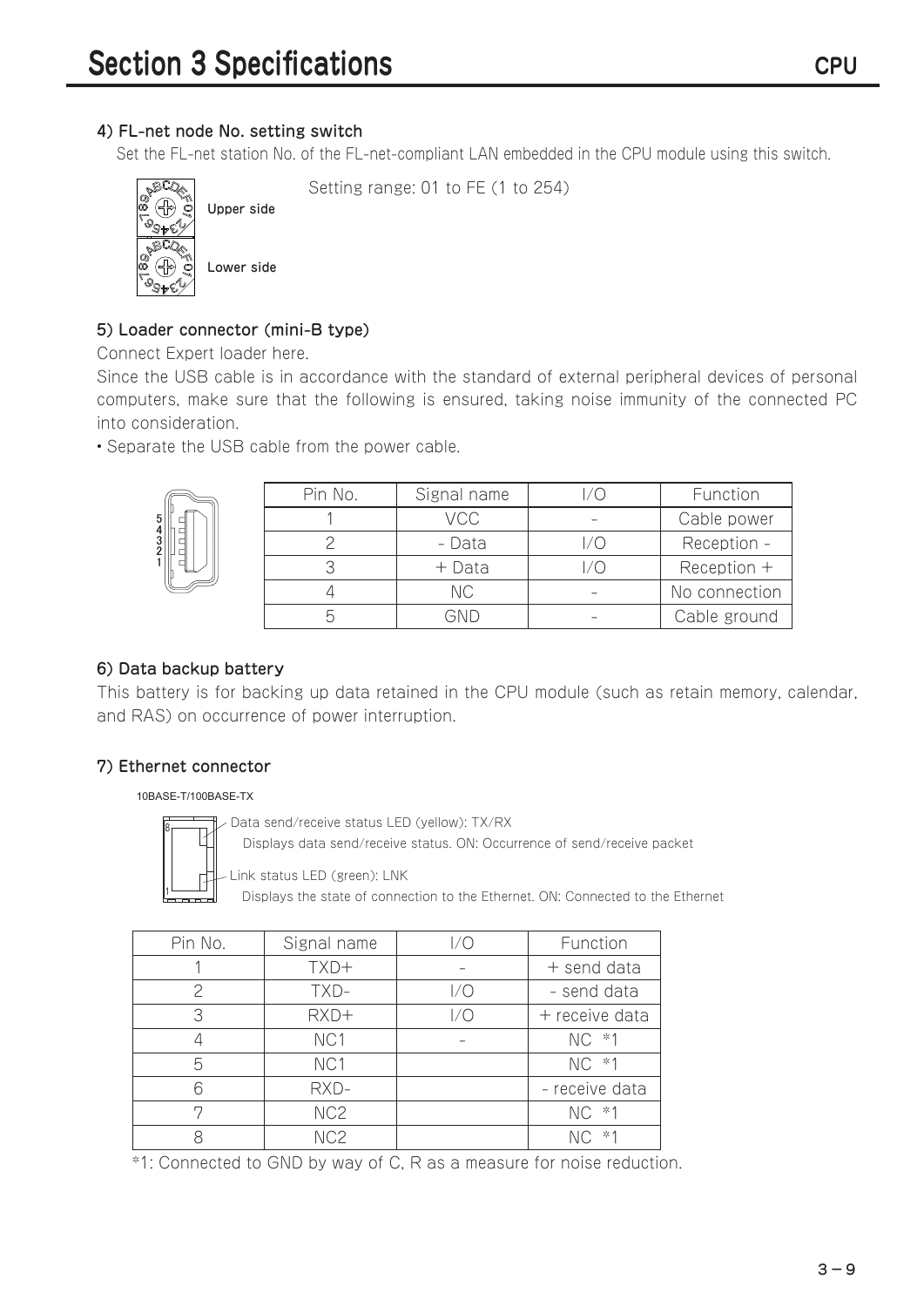## Section 3 Specifications

### 4) FL-net node No. setting switch

Set the FL-net station No. of the FL-net-compliant LAN embedded in the CPU module using this switch.

Upper side

Lower side

Setting range: 01 to FE (1 to 254)

### 5) Loader connector (mini-B type)

Connect Expert loader here.

Since the USB cable is in accordance with the standard of external peripheral devices of personal computers, make sure that the following is ensured, taking noise immunity of the connected PC into consideration.

• Separate the USB cable from the power cable.

| Pin No. | Signal name | I/O | Function |
|---|---|---|---|
| 1 | VCC | - | Cable power |
| 2 | - Data | I/O | Reception - |
| 3 | + Data | I/O | Reception + |
| 4 | NC | - | No connection |
| 5 | GND | - | Cable ground |

### 6) Data backup battery

This battery is for backing up data retained in the CPU module (such as retain memory, calendar, and RAS) on occurrence of power interruption.

### 7) Ethernet connector

10BASE-T/100BASE-TX

Data send/receive status LED (yellow): TX/RX
Displays data send/receive status. ON: Occurrence of send/receive packet

Link status LED (green): LNK
Displays the state of connection to the Ethernet. ON: Connected to the Ethernet

| Pin No. | Signal name | I/O | Function |
|---|---|---|---|
| 1 | TXD+ | - | + send data |
| 2 | TXD- | I/O | - send data |
| 3 | RXD+ | I/O | + receive data |
| 4 | NC1 | - | NC *1 |
| 5 | NC1 | | NC *1 |
| 6 | RXD- | | - receive data |
| 7 | NC2 | | NC *1 |
| 8 | NC2 | | NC *1 |

*1: Connected to GND by way of C, R as a measure for noise reduction.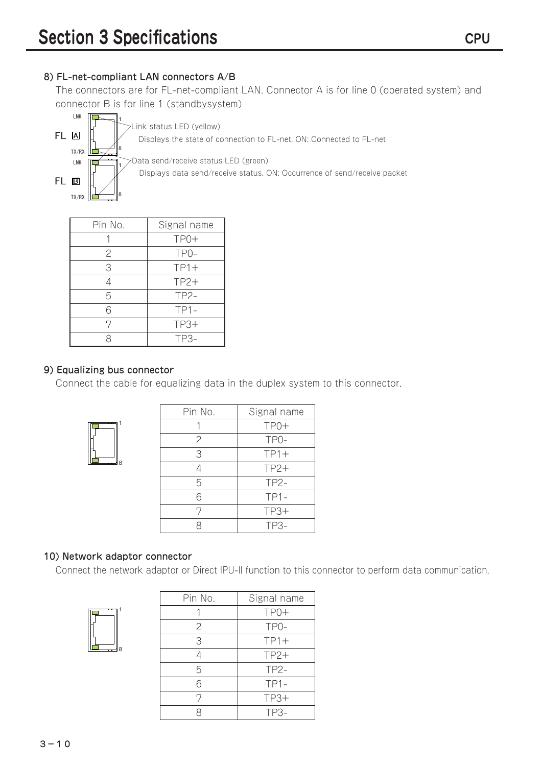#### 8) FL-net-compliant LAN connectors A/B

The connectors are for FL-net-compliant LAN. Connector A is for line 0 (operated system) and connector B is for line 1 (standbysystem)

LNK

FL A

TX/RX

LNK

FL B

TX/RX

Link status LED (yellow)

Displays the state of connection to FL-net. ON: Connected to FL-net

Data send/receive status LED (green)

Displays data send/receive status. ON: Occurrence of send/receive packet

| Pin No. | Signal name |
|---|---|
| 1 | TP0+ |
| 2 | TP0- |
| 3 | TP1+ |
| 4 | TP2+ |
| 5 | TP2- |
| 6 | TP1- |
| 7 | TP3+ |
| 8 | TP3- |

#### 9) Equalizing bus connector

Connect the cable for equalizing data in the duplex system to this connector.

| Pin No. | Signal name |
|---|---|
| 1 | TP0+ |
| 2 | TP0- |
| 3 | TP1+ |
| 4 | TP2+ |
| 5 | TP2- |
| 6 | TP1- |
| 7 | TP3+ |
| 8 | TP3- |

#### 10) Network adaptor connector

Connect the network adaptor or Direct IPU-II function to this connector to perform data communication.

| Pin No. | Signal name |
|---|---|
| 1 | TP0+ |
| 2 | TP0- |
| 3 | TP1+ |
| 4 | TP2+ |
| 5 | TP2- |
| 6 | TP1- |
| 7 | TP3+ |
| 8 | TP3- |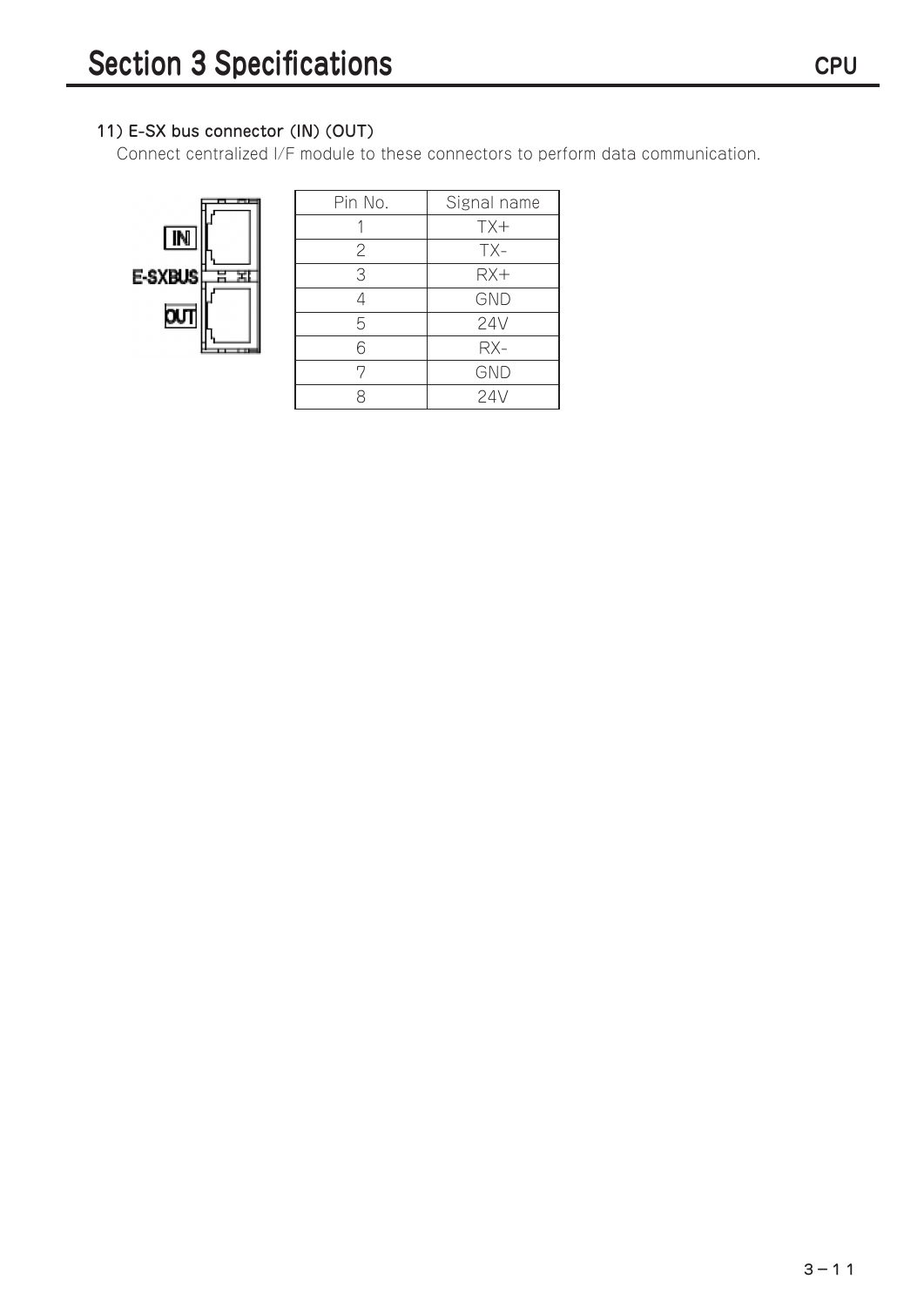### 11) E-SX bus connector (IN) (OUT)

Connect centralized I/F module to these connectors to perform data communication.

| Pin No. | Signal name |
|---|---|
| 1 | TX+ |
| 2 | TX- |
| 3 | RX+ |
| 4 | GND |
| 5 | 24V |
| 6 | RX- |
| 7 | GND |
| 8 | 24V |